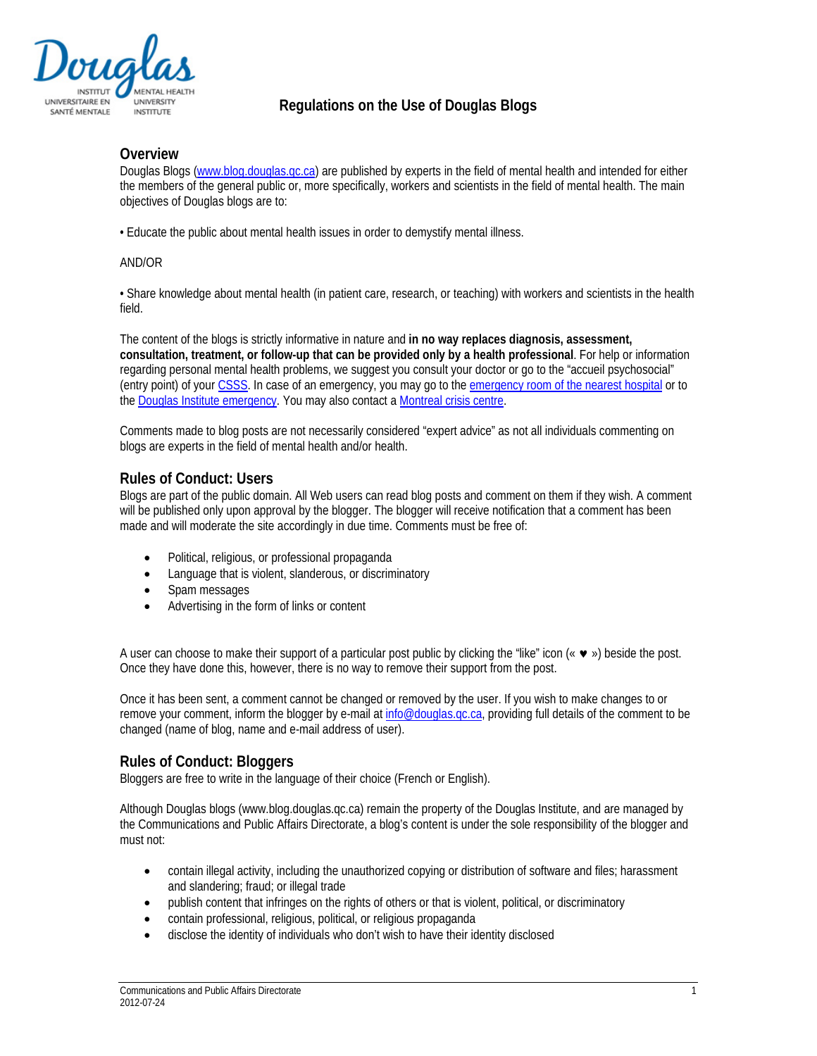# Regulations on the Use of Douglas Blogs

## Overview

Douglas Blogs (www.blog.douglas.qc.ca) are published by experts in the field of mental health and intended for either the members of the general public or, more specifically, workers and scientists in the field of mental health. The main objectives of Douglas blogs are to:

• Educate the public about mental health issues in order to demystify mental illness.

AND/OR

• Share knowledge about mental health (in patient care, research, or teaching) with workers and scientists in the health field.

The content of the blogs is strictly informative in nature and **in no way replaces diagnosis, assessment, consultation, treatment, or follow-up that can be provided only by a health professional**. For help or information regarding personal mental health problems, we suggest you consult your doctor or go to the "accueil psychosocial" (entry point) of your CSSS. In case of an emergency, you may go to the emergency room of the nearest hospital or to the Douglas Institute emergency. You may also contact a Montreal crisis centre.

Comments made to blog posts are not necessarily considered "expert advice" as not all individuals commenting on blogs are experts in the field of mental health and/or health.

## Rules of Conduct: Users

Blogs are part of the public domain. All Web users can read blog posts and comment on them if they wish. A comment will be published only upon approval by the blogger. The blogger will receive notification that a comment has been made and will moderate the site accordingly in due time. Comments must be free of:

- Political, religious, or professional propaganda
- Language that is violent, slanderous, or discriminatory
- Spam messages
- Advertising in the form of links or content

A user can choose to make their support of a particular post public by clicking the "like" icon (« ♥ ») beside the post. Once they have done this, however, there is no way to remove their support from the post.

Once it has been sent, a comment cannot be changed or removed by the user. If you wish to make changes to or remove your comment, inform the blogger by e-mail at info@douglas.qc.ca, providing full details of the comment to be changed (name of blog, name and e-mail address of user).

## Rules of Conduct: Bloggers

Bloggers are free to write in the language of their choice (French or English).

Although Douglas blogs (www.blog.douglas.qc.ca) remain the property of the Douglas Institute, and are managed by the Communications and Public Affairs Directorate, a blog's content is under the sole responsibility of the blogger and must not:

- contain illegal activity, including the unauthorized copying or distribution of software and files; harassment and slandering; fraud; or illegal trade
- publish content that infringes on the rights of others or that is violent, political, or discriminatory
- contain professional, religious, political, or religious propaganda
- disclose the identity of individuals who don't wish to have their identity disclosed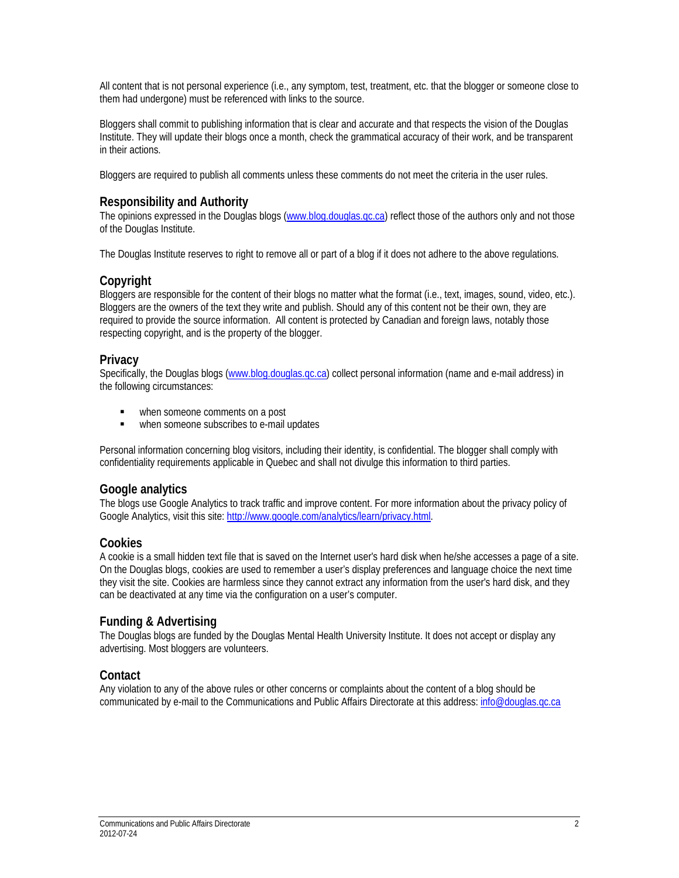All content that is not personal experience (i.e., any symptom, test, treatment, etc. that the blogger or someone close to them had undergone) must be referenced with links to the source.

Bloggers shall commit to publishing information that is clear and accurate and that respects the vision of the Douglas Institute. They will update their blogs once a month, check the grammatical accuracy of their work, and be transparent in their actions.

Bloggers are required to publish all comments unless these comments do not meet the criteria in the user rules.

## Responsibility and Authority

The opinions expressed in the Douglas blogs (www.blog.douglas.qc.ca) reflect those of the authors only and not those of the Douglas Institute.

The Douglas Institute reserves to right to remove all or part of a blog if it does not adhere to the above regulations.

## Copyright

Bloggers are responsible for the content of their blogs no matter what the format (i.e., text, images, sound, video, etc.). Bloggers are the owners of the text they write and publish. Should any of this content not be their own, they are required to provide the source information. All content is protected by Canadian and foreign laws, notably those respecting copyright, and is the property of the blogger.

## Privacy

Specifically, the Douglas blogs (www.blog.douglas.qc.ca) collect personal information (name and e-mail address) in the following circumstances:

- when someone comments on a post
- when someone subscribes to e-mail updates

Personal information concerning blog visitors, including their identity, is confidential. The blogger shall comply with confidentiality requirements applicable in Quebec and shall not divulge this information to third parties.

## Google analytics

The blogs use Google Analytics to track traffic and improve content. For more information about the privacy policy of Google Analytics, visit this site: http://www.google.com/analytics/learn/privacy.html.

## Cookies

A cookie is a small hidden text file that is saved on the Internet user's hard disk when he/she accesses a page of a site. On the Douglas blogs, cookies are used to remember a user's display preferences and language choice the next time they visit the site. Cookies are harmless since they cannot extract any information from the user's hard disk, and they can be deactivated at any time via the configuration on a user's computer.

## Funding & Advertising

The Douglas blogs are funded by the Douglas Mental Health University Institute. It does not accept or display any advertising. Most bloggers are volunteers.

## Contact

Any violation to any of the above rules or other concerns or complaints about the content of a blog should be communicated by e-mail to the Communications and Public Affairs Directorate at this address: info@douglas.qc.ca